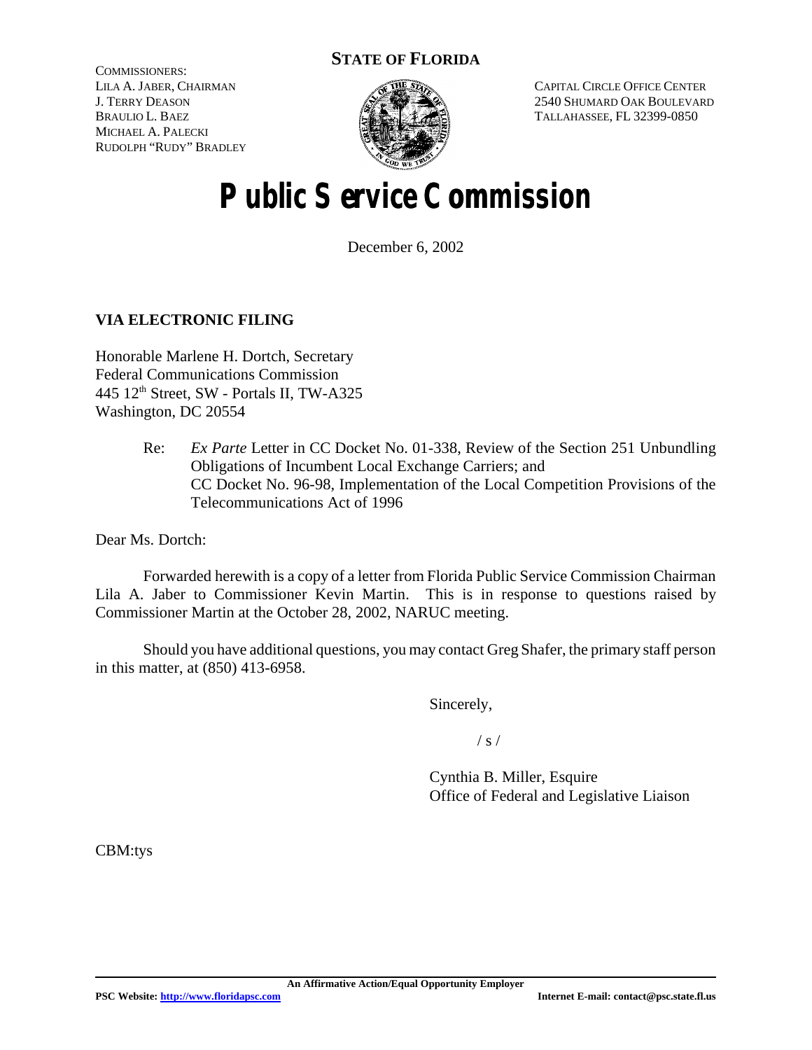**STATE OF FLORIDA**

COMMISSIONERS:
LILA A. JABER, CHAIRMAN
J. TERRY DEASON
BRAULIO L. BAEZ
MICHAEL A. PALECKI
RUDOLPH "RUDY" BRADLEY

CAPITAL CIRCLE OFFICE CENTER
2540 SHUMARD OAK BOULEVARD
TALLAHASSEE, FL 32399-0850

# Public Service Commission

December 6, 2002

**VIA ELECTRONIC FILING**

Honorable Marlene H. Dortch, Secretary
Federal Communications Commission
445 12th Street, SW - Portals II, TW-A325
Washington, DC 20554

Re: *Ex Parte* Letter in CC Docket No. 01-338, Review of the Section 251 Unbundling Obligations of Incumbent Local Exchange Carriers; and CC Docket No. 96-98, Implementation of the Local Competition Provisions of the Telecommunications Act of 1996

Dear Ms. Dortch:

Forwarded herewith is a copy of a letter from Florida Public Service Commission Chairman Lila A. Jaber to Commissioner Kevin Martin. This is in response to questions raised by Commissioner Martin at the October 28, 2002, NARUC meeting.

Should you have additional questions, you may contact Greg Shafer, the primary staff person in this matter, at (850) 413-6958.

Sincerely,

/ s /

Cynthia B. Miller, Esquire
Office of Federal and Legislative Liaison

CBM:tys

An Affirmative Action/Equal Opportunity Employer

PSC Website: http://www.floridapsc.com Internet E-mail: contact@psc.state.fl.us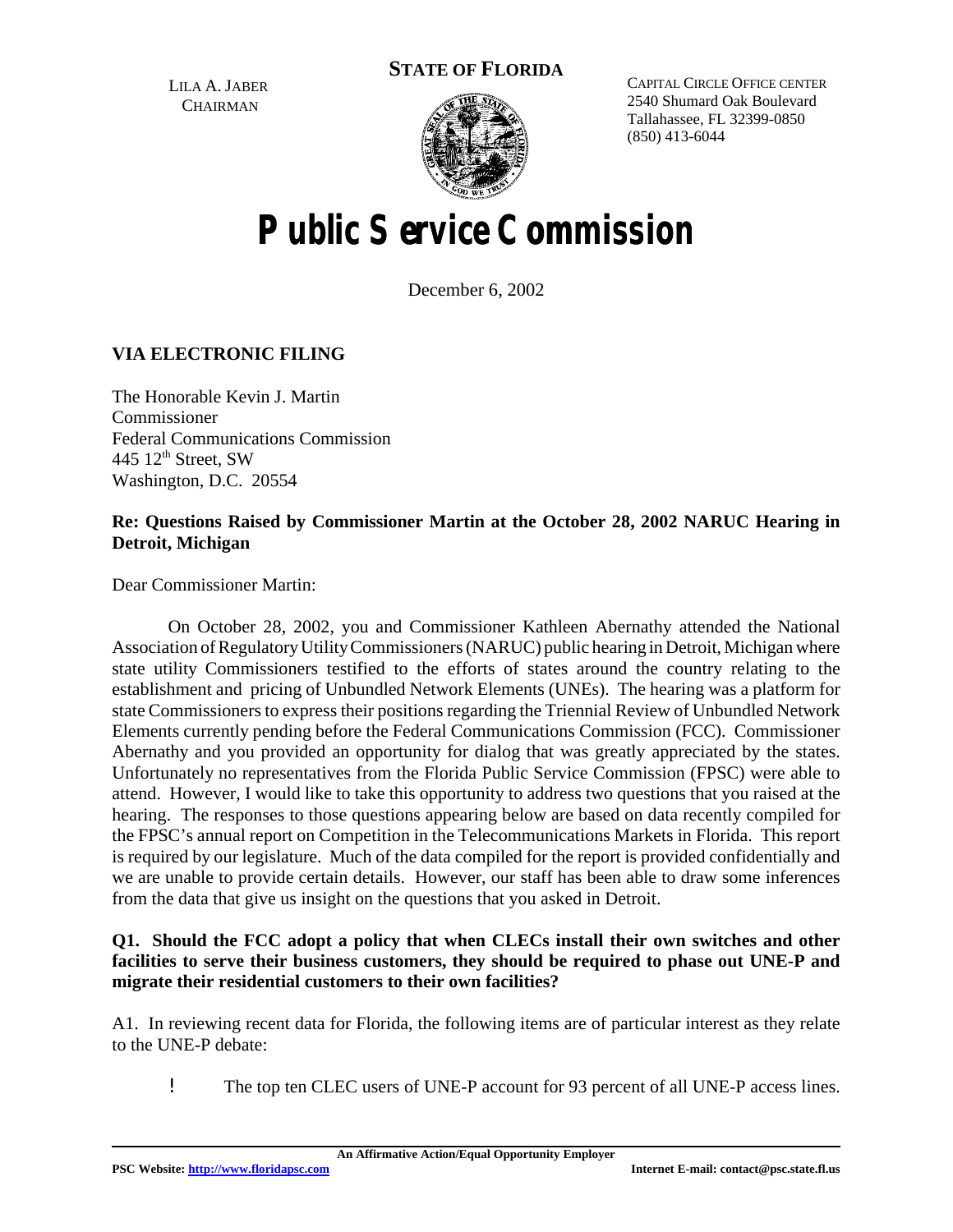LILA A. JABER
CHAIRMAN

**STATE OF FLORIDA**

CAPITAL CIRCLE OFFICE CENTER
2540 Shumard Oak Boulevard
Tallahassee, FL 32399-0850
(850) 413-6044

# Public Service Commission

December 6, 2002

**VIA ELECTRONIC FILING**

The Honorable Kevin J. Martin
Commissioner
Federal Communications Commission
445 12th Street, SW
Washington, D.C. 20554

**Re: Questions Raised by Commissioner Martin at the October 28, 2002 NARUC Hearing in Detroit, Michigan**

Dear Commissioner Martin:

On October 28, 2002, you and Commissioner Kathleen Abernathy attended the National Association of Regulatory Utility Commissioners (NARUC) public hearing in Detroit, Michigan where state utility Commissioners testified to the efforts of states around the country relating to the establishment and pricing of Unbundled Network Elements (UNEs). The hearing was a platform for state Commissioners to express their positions regarding the Triennial Review of Unbundled Network Elements currently pending before the Federal Communications Commission (FCC). Commissioner Abernathy and you provided an opportunity for dialog that was greatly appreciated by the states. Unfortunately no representatives from the Florida Public Service Commission (FPSC) were able to attend. However, I would like to take this opportunity to address two questions that you raised at the hearing. The responses to those questions appearing below are based on data recently compiled for the FPSC's annual report on Competition in the Telecommunications Markets in Florida. This report is required by our legislature. Much of the data compiled for the report is provided confidentially and we are unable to provide certain details. However, our staff has been able to draw some inferences from the data that give us insight on the questions that you asked in Detroit.

**Q1. Should the FCC adopt a policy that when CLECs install their own switches and other facilities to serve their business customers, they should be required to phase out UNE-P and migrate their residential customers to their own facilities?**

A1. In reviewing recent data for Florida, the following items are of particular interest as they relate to the UNE-P debate:

- The top ten CLEC users of UNE-P account for 93 percent of all UNE-P access lines.

An Affirmative Action/Equal Opportunity Employer

PSC Website: http://www.floridapsc.com    Internet E-mail: contact@psc.state.fl.us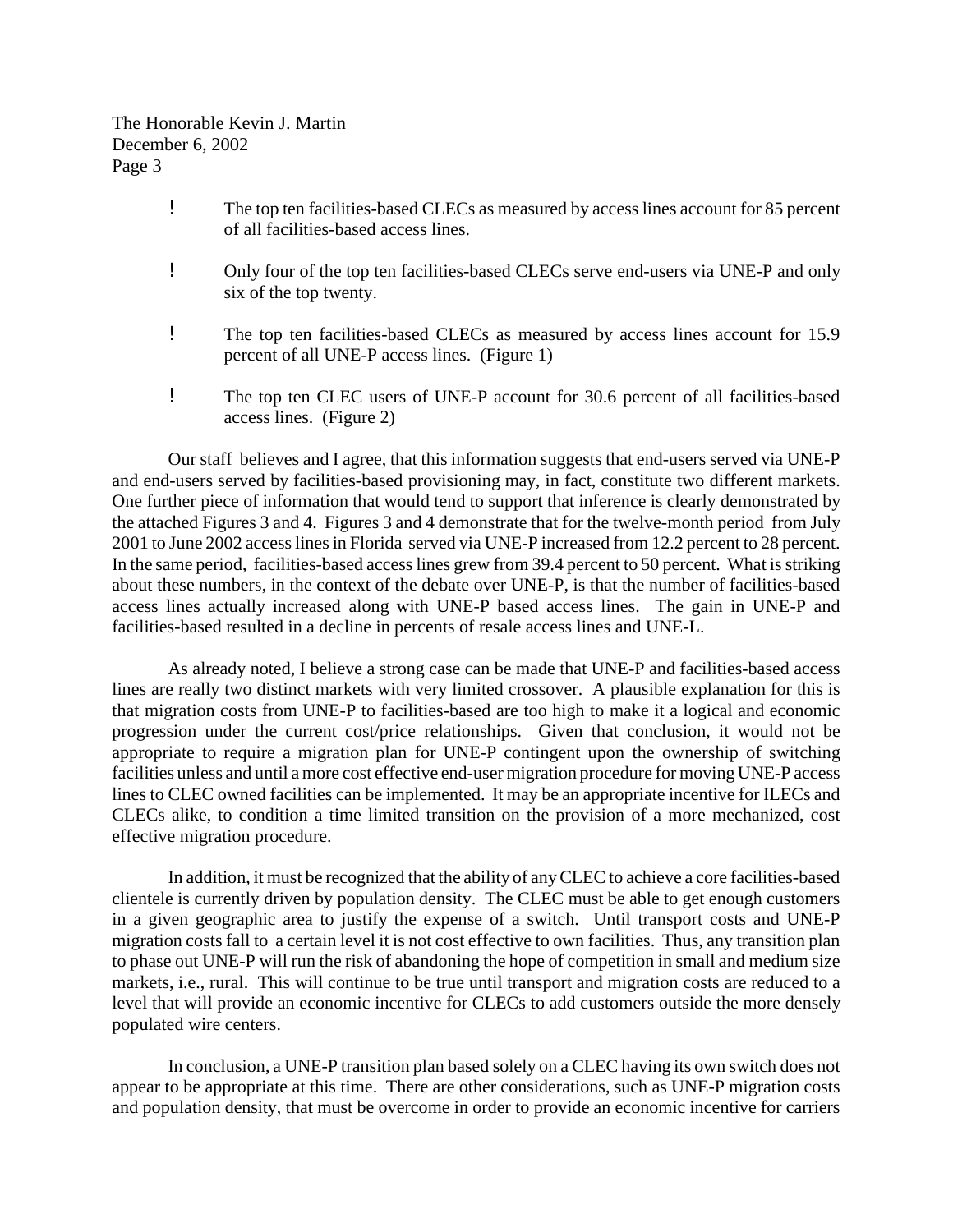- The top ten facilities-based CLECs as measured by access lines account for 85 percent of all facilities-based access lines.

- Only four of the top ten facilities-based CLECs serve end-users via UNE-P and only six of the top twenty.

- The top ten facilities-based CLECs as measured by access lines account for 15.9 percent of all UNE-P access lines. (Figure 1)

- The top ten CLEC users of UNE-P account for 30.6 percent of all facilities-based access lines. (Figure 2)

Our staff believes and I agree, that this information suggests that end-users served via UNE-P and end-users served by facilities-based provisioning may, in fact, constitute two different markets. One further piece of information that would tend to support that inference is clearly demonstrated by the attached Figures 3 and 4. Figures 3 and 4 demonstrate that for the twelve-month period from July 2001 to June 2002 access lines in Florida served via UNE-P increased from 12.2 percent to 28 percent. In the same period, facilities-based access lines grew from 39.4 percent to 50 percent. What is striking about these numbers, in the context of the debate over UNE-P, is that the number of facilities-based access lines actually increased along with UNE-P based access lines. The gain in UNE-P and facilities-based resulted in a decline in percents of resale access lines and UNE-L.

As already noted, I believe a strong case can be made that UNE-P and facilities-based access lines are really two distinct markets with very limited crossover. A plausible explanation for this is that migration costs from UNE-P to facilities-based are too high to make it a logical and economic progression under the current cost/price relationships. Given that conclusion, it would not be appropriate to require a migration plan for UNE-P contingent upon the ownership of switching facilities unless and until a more cost effective end-user migration procedure for moving UNE-P access lines to CLEC owned facilities can be implemented. It may be an appropriate incentive for ILECs and CLECs alike, to condition a time limited transition on the provision of a more mechanized, cost effective migration procedure.

In addition, it must be recognized that the ability of any CLEC to achieve a core facilities-based clientele is currently driven by population density. The CLEC must be able to get enough customers in a given geographic area to justify the expense of a switch. Until transport costs and UNE-P migration costs fall to a certain level it is not cost effective to own facilities. Thus, any transition plan to phase out UNE-P will run the risk of abandoning the hope of competition in small and medium size markets, i.e., rural. This will continue to be true until transport and migration costs are reduced to a level that will provide an economic incentive for CLECs to add customers outside the more densely populated wire centers.

In conclusion, a UNE-P transition plan based solely on a CLEC having its own switch does not appear to be appropriate at this time. There are other considerations, such as UNE-P migration costs and population density, that must be overcome in order to provide an economic incentive for carriers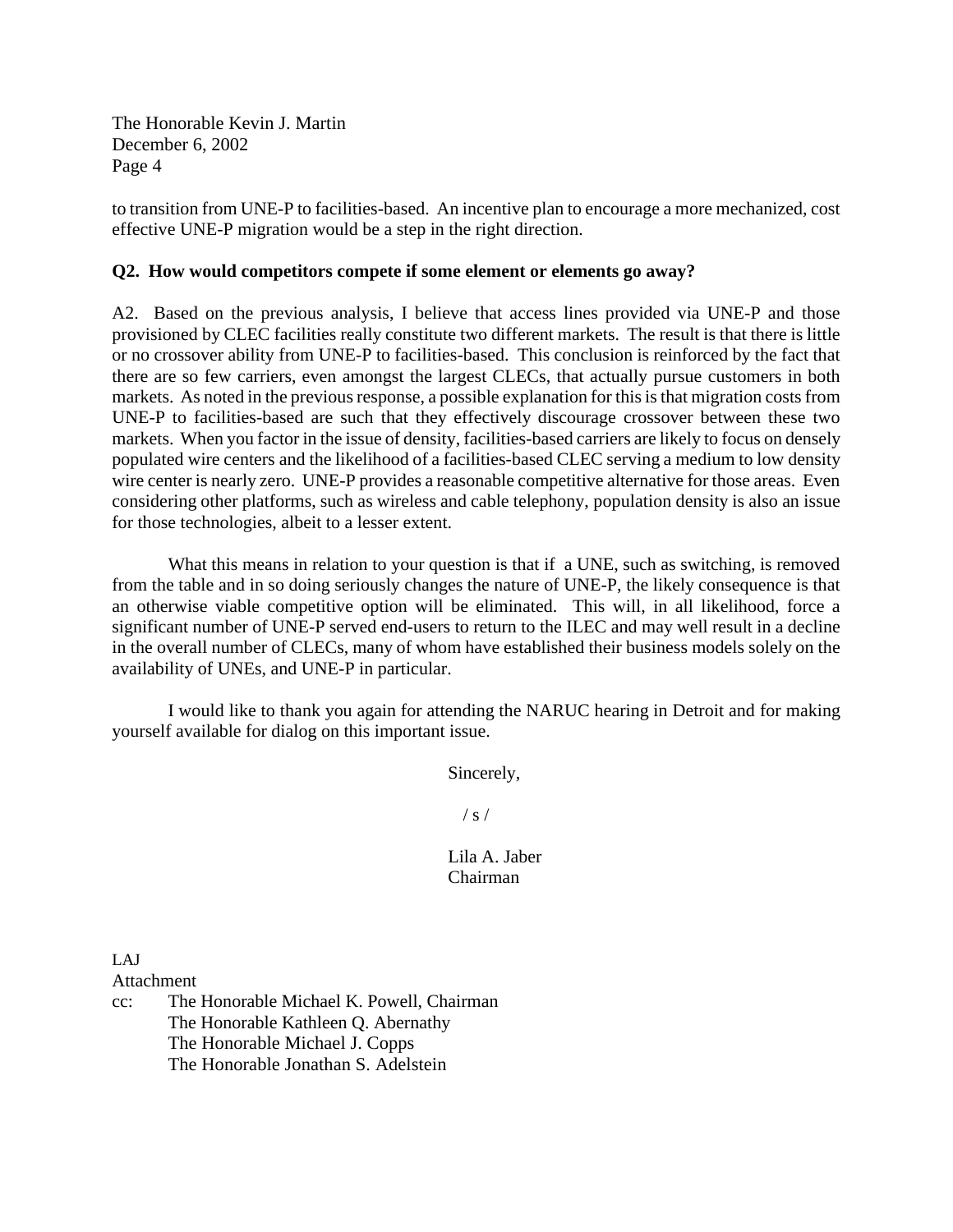to transition from UNE-P to facilities-based. An incentive plan to encourage a more mechanized, cost effective UNE-P migration would be a step in the right direction.

**Q2. How would competitors compete if some element or elements go away?**

A2. Based on the previous analysis, I believe that access lines provided via UNE-P and those provisioned by CLEC facilities really constitute two different markets. The result is that there is little or no crossover ability from UNE-P to facilities-based. This conclusion is reinforced by the fact that there are so few carriers, even amongst the largest CLECs, that actually pursue customers in both markets. As noted in the previous response, a possible explanation for this is that migration costs from UNE-P to facilities-based are such that they effectively discourage crossover between these two markets. When you factor in the issue of density, facilities-based carriers are likely to focus on densely populated wire centers and the likelihood of a facilities-based CLEC serving a medium to low density wire center is nearly zero. UNE-P provides a reasonable competitive alternative for those areas. Even considering other platforms, such as wireless and cable telephony, population density is also an issue for those technologies, albeit to a lesser extent.

What this means in relation to your question is that if a UNE, such as switching, is removed from the table and in so doing seriously changes the nature of UNE-P, the likely consequence is that an otherwise viable competitive option will be eliminated. This will, in all likelihood, force a significant number of UNE-P served end-users to return to the ILEC and may well result in a decline in the overall number of CLECs, many of whom have established their business models solely on the availability of UNEs, and UNE-P in particular.

I would like to thank you again for attending the NARUC hearing in Detroit and for making yourself available for dialog on this important issue.

Sincerely,

/ s /

Lila A. Jaber
Chairman

LAJ
Attachment
cc: The Honorable Michael K. Powell, Chairman
The Honorable Kathleen Q. Abernathy
The Honorable Michael J. Copps
The Honorable Jonathan S. Adelstein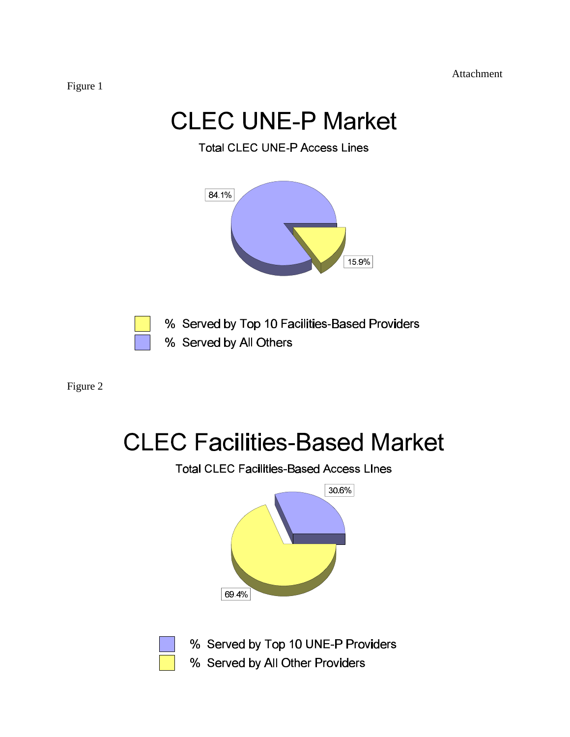Attachment

Figure 1

# CLEC UNE-P Market

Total CLEC UNE-P Access Lines

84.1%

15.9%

- % Served by Top 10 Facilities-Based Providers
- % Served by All Others

Figure 2

# CLEC Facilities-Based Market

Total CLEC Facilities-Based Access LInes

30.6%

69.4%

- % Served by Top 10 UNE-P Providers
- % Served by All Other Providers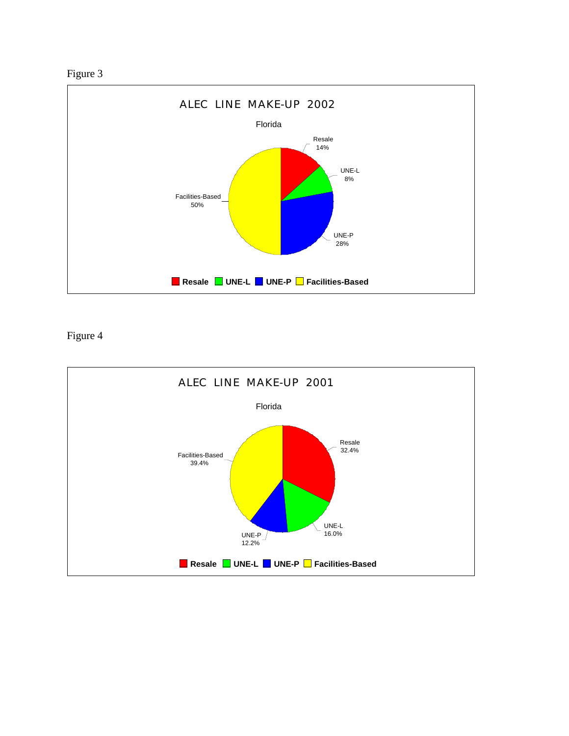Figure 3

ALEC LINE MAKE-UP 2002

Florida

Resale
14%

UNE-L
8%

UNE-P
28%

Facilities-Based
50%

Resale UNE-L UNE-P Facilities-Based

Figure 4

ALEC LINE MAKE-UP 2001

Florida

Resale
32.4%

UNE-L
16.0%

UNE-P
12.2%

Facilities-Based
39.4%

Resale UNE-L UNE-P Facilities-Based